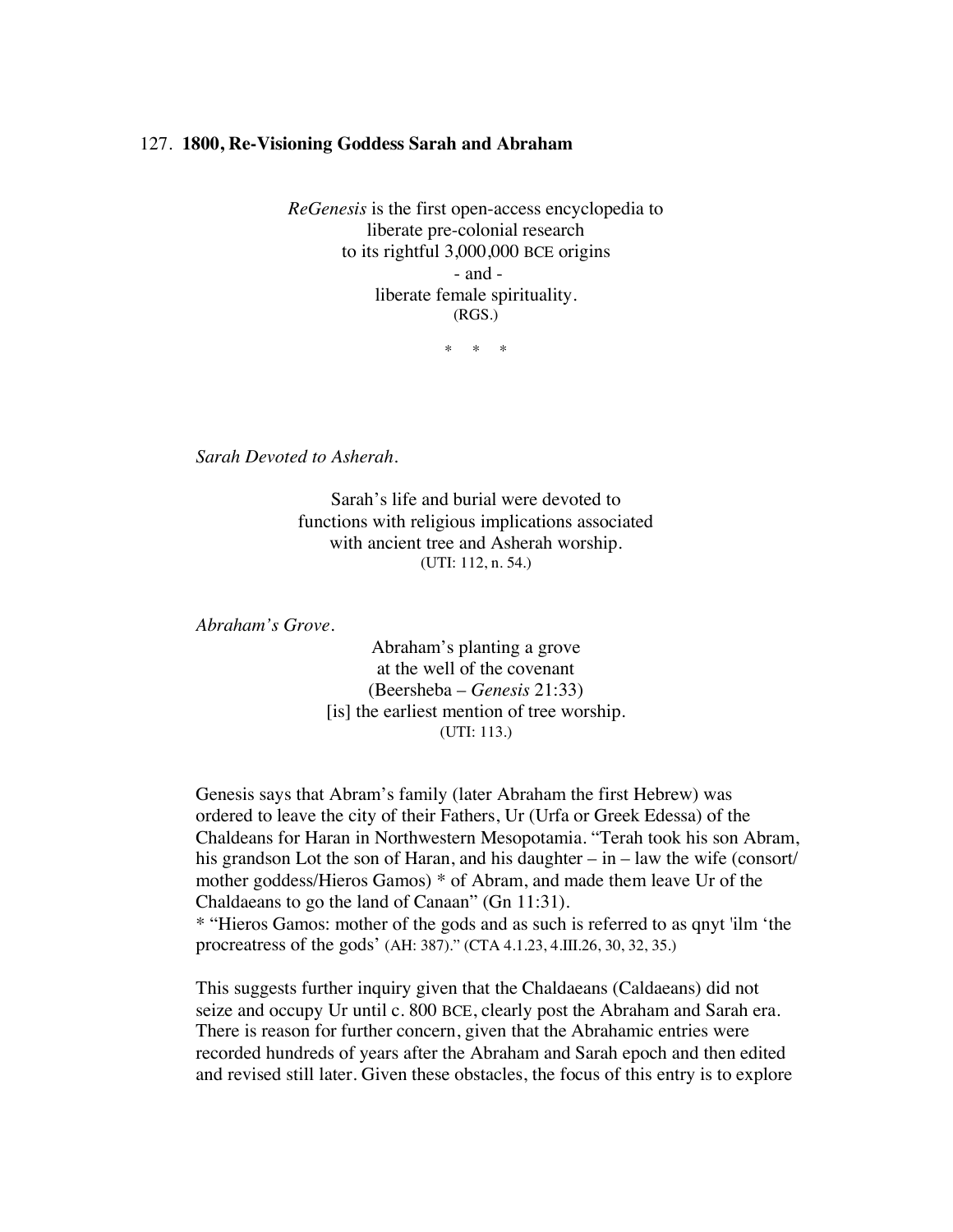127. **1800, Re-Visioning Goddess Sarah and Abraham**

*ReGenesis* is the first open-access encyclopedia to
liberate pre-colonial research
to its rightful 3,000,000 BCE origins
- and -
liberate female spirituality.
(RGS.)

\* \* \*

*Sarah Devoted to Asherah.*

Sarah's life and burial were devoted to
functions with religious implications associated
with ancient tree and Asherah worship.
(UTI: 112, n. 54.)

*Abraham's Grove.*

Abraham's planting a grove
at the well of the covenant
(Beersheba – *Genesis* 21:33)
[is] the earliest mention of tree worship.
(UTI: 113.)

Genesis says that Abram's family (later Abraham the first Hebrew) was ordered to leave the city of their Fathers, Ur (Urfa or Greek Edessa) of the Chaldeans for Haran in Northwestern Mesopotamia. "Terah took his son Abram, his grandson Lot the son of Haran, and his daughter – in – law the wife (consort/ mother goddess/Hieros Gamos) * of Abram, and made them leave Ur of the Chaldaeans to go the land of Canaan" (Gn 11:31).
* "Hieros Gamos: mother of the gods and as such is referred to as qnyt 'ilm 'the procreatress of the gods' (AH: 387)." (CTA 4.1.23, 4.III.26, 30, 32, 35.)

This suggests further inquiry given that the Chaldaeans (Caldaeans) did not seize and occupy Ur until c. 800 BCE, clearly post the Abraham and Sarah era. There is reason for further concern, given that the Abrahamic entries were recorded hundreds of years after the Abraham and Sarah epoch and then edited and revised still later. Given these obstacles, the focus of this entry is to explore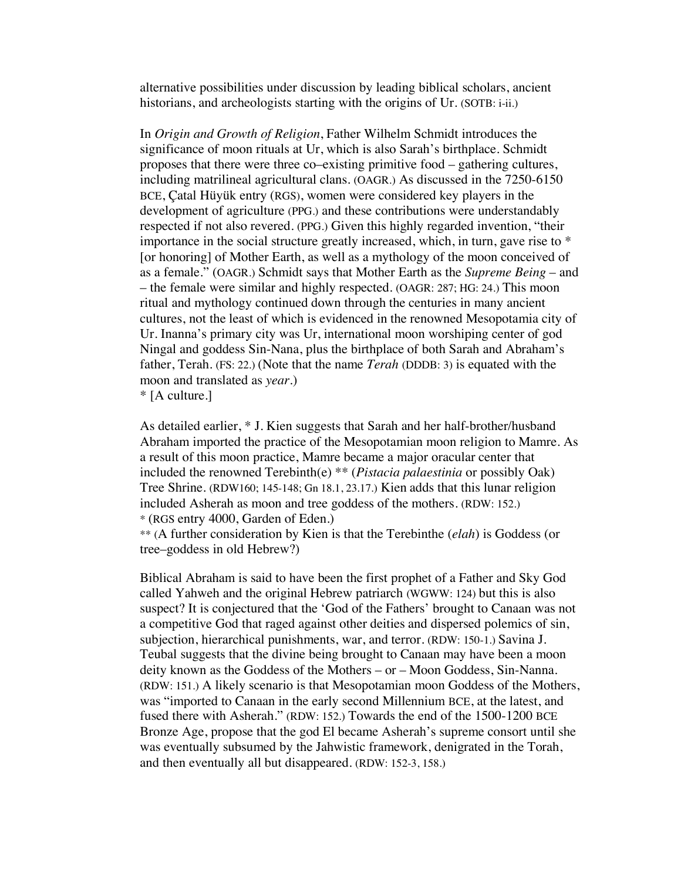alternative possibilities under discussion by leading biblical scholars, ancient historians, and archeologists starting with the origins of Ur. (SOTB: i-ii.)

In *Origin and Growth of Religion*, Father Wilhelm Schmidt introduces the significance of moon rituals at Ur, which is also Sarah's birthplace. Schmidt proposes that there were three co–existing primitive food – gathering cultures, including matrilineal agricultural clans. (OAGR.) As discussed in the 7250-6150 BCE, Çatal Hüyük entry (RGS), women were considered key players in the development of agriculture (PPG.) and these contributions were understandably respected if not also revered. (PPG.) Given this highly regarded invention, "their importance in the social structure greatly increased, which, in turn, gave rise to * [or honoring] of Mother Earth, as well as a mythology of the moon conceived of as a female." (OAGR.) Schmidt says that Mother Earth as the *Supreme Being* – and – the female were similar and highly respected. (OAGR: 287; HG: 24.) This moon ritual and mythology continued down through the centuries in many ancient cultures, not the least of which is evidenced in the renowned Mesopotamia city of Ur. Inanna's primary city was Ur, international moon worshiping center of god Ningal and goddess Sin-Nana, plus the birthplace of both Sarah and Abraham's father, Terah. (FS: 22.) (Note that the name *Terah* (DDDB: 3) is equated with the moon and translated as *year*.)
* [A culture.]

As detailed earlier, * J. Kien suggests that Sarah and her half-brother/husband Abraham imported the practice of the Mesopotamian moon religion to Mamre. As a result of this moon practice, Mamre became a major oracular center that included the renowned Terebinth(e) ** (*Pistacia palaestinia* or possibly Oak) Tree Shrine. (RDW160; 145-148; Gn 18.1, 23.17.) Kien adds that this lunar religion included Asherah as moon and tree goddess of the mothers. (RDW: 152.)
* (RGS entry 4000, Garden of Eden.)
** (A further consideration by Kien is that the Terebinthe (*elah*) is Goddess (or tree–goddess in old Hebrew?)

Biblical Abraham is said to have been the first prophet of a Father and Sky God called Yahweh and the original Hebrew patriarch (WGWW: 124) but this is also suspect? It is conjectured that the 'God of the Fathers' brought to Canaan was not a competitive God that raged against other deities and dispersed polemics of sin, subjection, hierarchical punishments, war, and terror. (RDW: 150-1.) Savina J. Teubal suggests that the divine being brought to Canaan may have been a moon deity known as the Goddess of the Mothers – or – Moon Goddess, Sin-Nanna. (RDW: 151.) A likely scenario is that Mesopotamian moon Goddess of the Mothers, was "imported to Canaan in the early second Millennium BCE, at the latest, and fused there with Asherah." (RDW: 152.) Towards the end of the 1500-1200 BCE Bronze Age, propose that the god El became Asherah's supreme consort until she was eventually subsumed by the Jahwistic framework, denigrated in the Torah, and then eventually all but disappeared. (RDW: 152-3, 158.)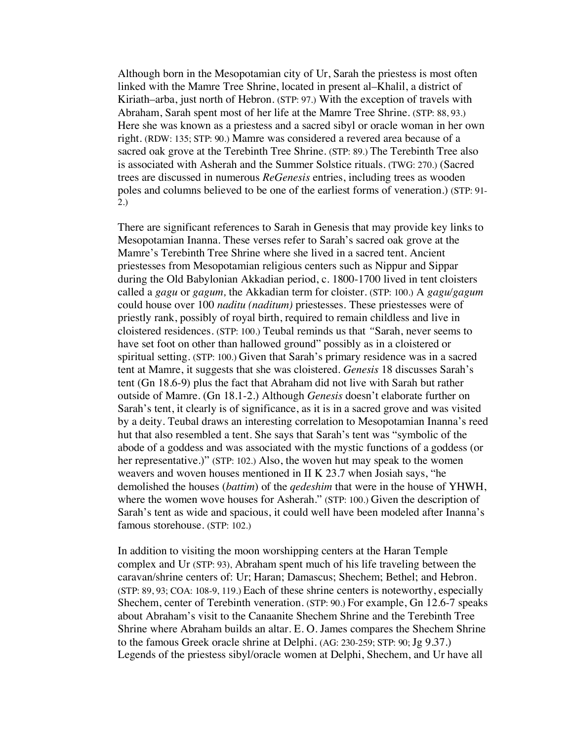Although born in the Mesopotamian city of Ur, Sarah the priestess is most often linked with the Mamre Tree Shrine, located in present al–Khalil, a district of Kiriath–arba, just north of Hebron. (STP: 97.) With the exception of travels with Abraham, Sarah spent most of her life at the Mamre Tree Shrine. (STP: 88, 93.) Here she was known as a priestess and a sacred sibyl or oracle woman in her own right. (RDW: 135; STP: 90.) Mamre was considered a revered area because of a sacred oak grove at the Terebinth Tree Shrine. (STP: 89.) The Terebinth Tree also is associated with Asherah and the Summer Solstice rituals. (TWG: 270.) (Sacred trees are discussed in numerous *ReGenesis* entries, including trees as wooden poles and columns believed to be one of the earliest forms of veneration.) (STP: 91-2.)

There are significant references to Sarah in Genesis that may provide key links to Mesopotamian Inanna. These verses refer to Sarah's sacred oak grove at the Mamre's Terebinth Tree Shrine where she lived in a sacred tent. Ancient priestesses from Mesopotamian religious centers such as Nippur and Sippar during the Old Babylonian Akkadian period, c. 1800-1700 lived in tent cloisters called a *gagu* or *gagum,* the Akkadian term for cloister. (STP: 100.) A *gagu/gagum* could house over 100 *naditu (naditum)* priestesses. These priestesses were of priestly rank, possibly of royal birth, required to remain childless and live in cloistered residences. (STP: 100.) Teubal reminds us that *"*Sarah, never seems to have set foot on other than hallowed ground" possibly as in a cloistered or spiritual setting. (STP: 100.) Given that Sarah's primary residence was in a sacred tent at Mamre, it suggests that she was cloistered. *Genesis* 18 discusses Sarah's tent (Gn 18.6-9) plus the fact that Abraham did not live with Sarah but rather outside of Mamre. (Gn 18.1-2.) Although *Genesis* doesn't elaborate further on Sarah's tent, it clearly is of significance, as it is in a sacred grove and was visited by a deity. Teubal draws an interesting correlation to Mesopotamian Inanna's reed hut that also resembled a tent. She says that Sarah's tent was "symbolic of the abode of a goddess and was associated with the mystic functions of a goddess (or her representative.)" (STP: 102.) Also, the woven hut may speak to the women weavers and woven houses mentioned in II K 23.7 when Josiah says, "he demolished the houses (*battim*) of the *qedeshim* that were in the house of YHWH, where the women wove houses for Asherah." (STP: 100.) Given the description of Sarah's tent as wide and spacious, it could well have been modeled after Inanna's famous storehouse. (STP: 102.)

In addition to visiting the moon worshipping centers at the Haran Temple complex and Ur (STP: 93), Abraham spent much of his life traveling between the caravan/shrine centers of: Ur; Haran; Damascus; Shechem; Bethel; and Hebron. (STP: 89, 93; COA: 108-9, 119.) Each of these shrine centers is noteworthy, especially Shechem, center of Terebinth veneration. (STP: 90.) For example, Gn 12.6-7 speaks about Abraham's visit to the Canaanite Shechem Shrine and the Terebinth Tree Shrine where Abraham builds an altar. E. O. James compares the Shechem Shrine to the famous Greek oracle shrine at Delphi. (AG: 230-259; STP: 90; Jg 9.37.) Legends of the priestess sibyl/oracle women at Delphi, Shechem, and Ur have all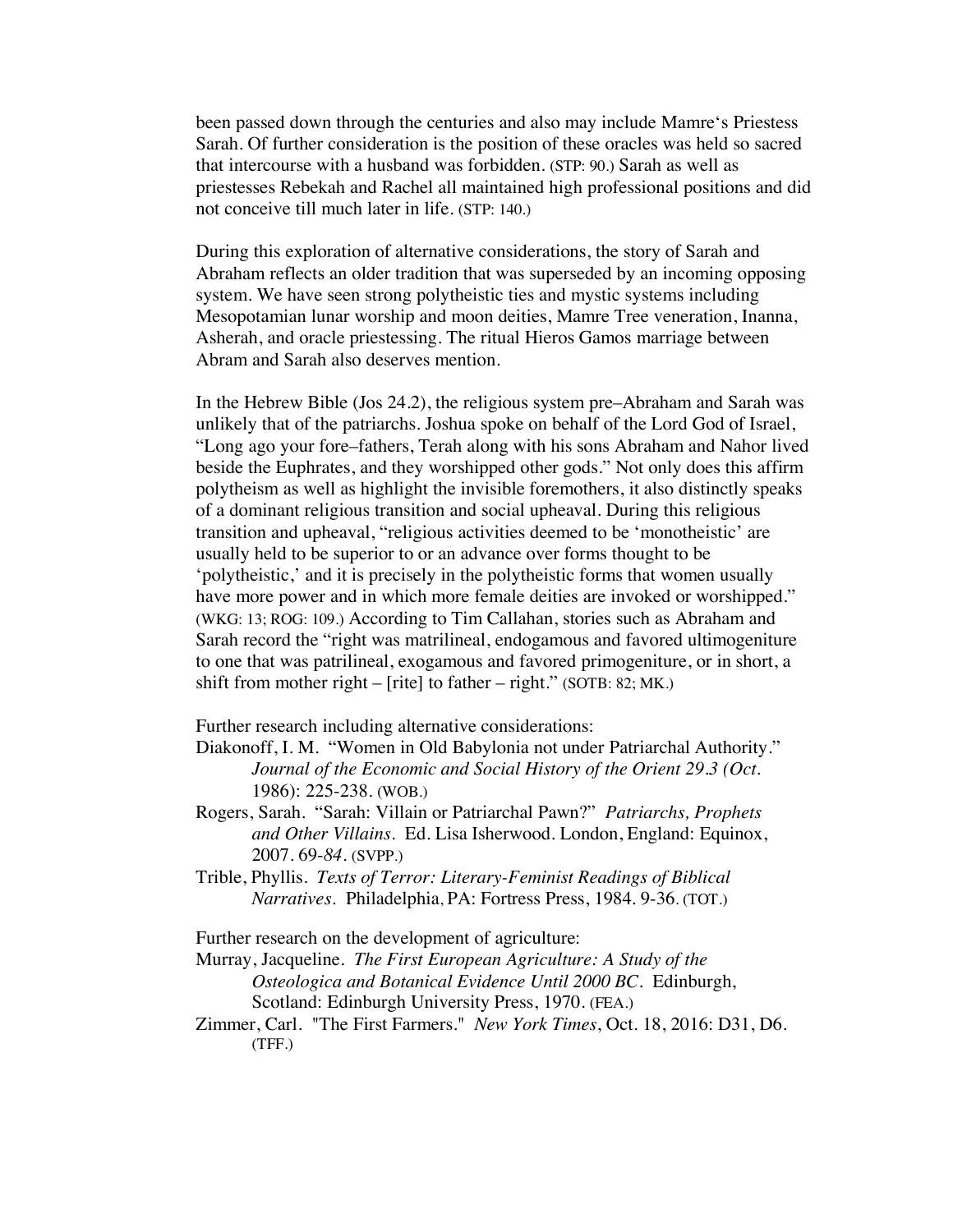been passed down through the centuries and also may include Mamre's Priestess Sarah. Of further consideration is the position of these oracles was held so sacred that intercourse with a husband was forbidden. (STP: 90.) Sarah as well as priestesses Rebekah and Rachel all maintained high professional positions and did not conceive till much later in life. (STP: 140.)

During this exploration of alternative considerations, the story of Sarah and Abraham reflects an older tradition that was superseded by an incoming opposing system. We have seen strong polytheistic ties and mystic systems including Mesopotamian lunar worship and moon deities, Mamre Tree veneration, Inanna, Asherah, and oracle priestessing. The ritual Hieros Gamos marriage between Abram and Sarah also deserves mention.

In the Hebrew Bible (Jos 24.2), the religious system pre–Abraham and Sarah was unlikely that of the patriarchs. Joshua spoke on behalf of the Lord God of Israel, "Long ago your fore–fathers, Terah along with his sons Abraham and Nahor lived beside the Euphrates, and they worshipped other gods." Not only does this affirm polytheism as well as highlight the invisible foremothers, it also distinctly speaks of a dominant religious transition and social upheaval. During this religious transition and upheaval, "religious activities deemed to be 'monotheistic' are usually held to be superior to or an advance over forms thought to be 'polytheistic,' and it is precisely in the polytheistic forms that women usually have more power and in which more female deities are invoked or worshipped." (WKG: 13; ROG: 109.) According to Tim Callahan, stories such as Abraham and Sarah record the "right was matrilineal, endogamous and favored ultimogeniture to one that was patrilineal, exogamous and favored primogeniture, or in short, a shift from mother right – [rite] to father – right." (SOTB: 82; MK.)

Further research including alternative considerations:

Diakonoff, I. M. "Women in Old Babylonia not under Patriarchal Authority." *Journal of the Economic and Social History of the Orient 29.3 (Oct.* 1986): 225-238. (WOB.)

Rogers, Sarah. "Sarah: Villain or Patriarchal Pawn?" *Patriarchs, Prophets and Other Villains*. Ed. Lisa Isherwood. London, England: Equinox, 2007. 69-*84*. (SVPP.)

Trible, Phyllis. *Texts of Terror: Literary-Feminist Readings of Biblical Narratives*. Philadelphia, PA: Fortress Press, 1984. 9-36. (TOT.)

Further research on the development of agriculture:

Murray, Jacqueline. *The First European Agriculture: A Study of the Osteologica and Botanical Evidence Until 2000 BC*. Edinburgh, Scotland: Edinburgh University Press, 1970. (FEA.)

Zimmer, Carl. "The First Farmers." *New York Times*, Oct. 18, 2016: D31, D6. (TFF.)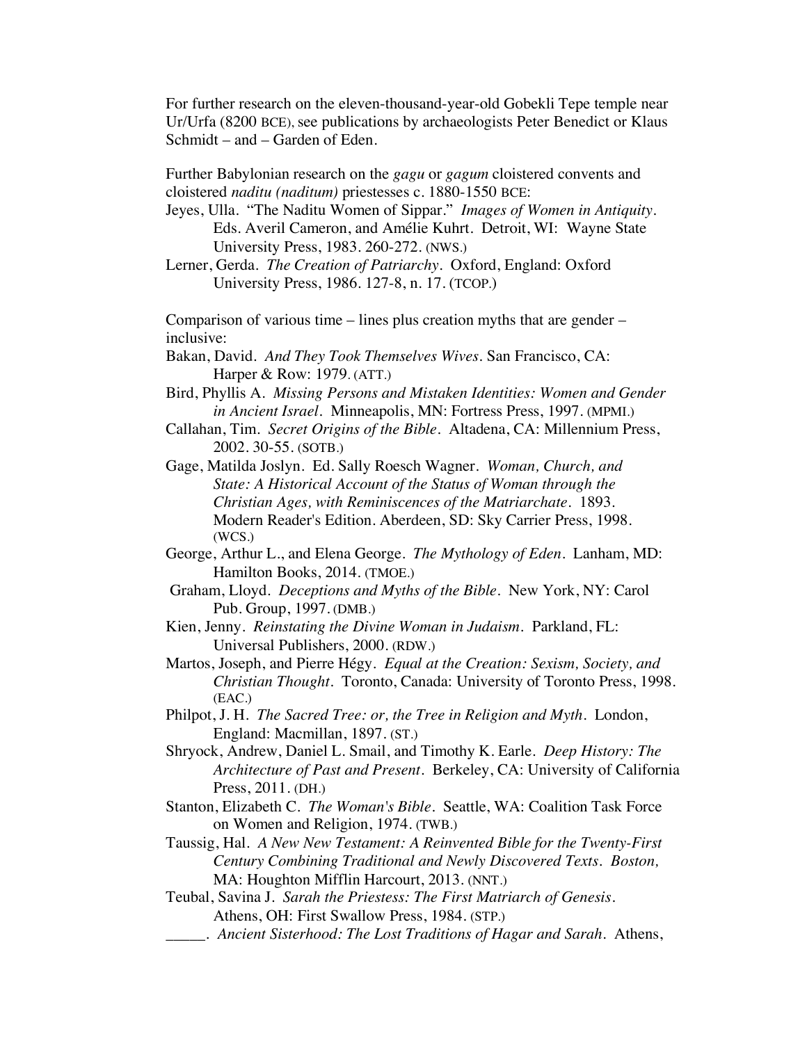For further research on the eleven-thousand-year-old Gobekli Tepe temple near Ur/Urfa (8200 BCE), see publications by archaeologists Peter Benedict or Klaus Schmidt – and – Garden of Eden.

Further Babylonian research on the *gagu* or *gagum* cloistered convents and cloistered *naditu (naditum)* priestesses c. 1880-1550 BCE:

Jeyes, Ulla. "The Naditu Women of Sippar." *Images of Women in Antiquity*. Eds. Averil Cameron, and Amélie Kuhrt. Detroit, WI: Wayne State University Press, 1983. 260-272. (NWS.)

Lerner, Gerda. *The Creation of Patriarchy*. Oxford, England: Oxford University Press, 1986. 127-8, n. 17. (TCOP.)

Comparison of various time – lines plus creation myths that are gender – inclusive:

Bakan, David. *And They Took Themselves Wives*. San Francisco, CA: Harper & Row: 1979. (ATT.)

Bird, Phyllis A. *Missing Persons and Mistaken Identities: Women and Gender in Ancient Israel*. Minneapolis, MN: Fortress Press, 1997. (MPMI.)

Callahan, Tim. *Secret Origins of the Bible*. Altadena, CA: Millennium Press, 2002. 30-55. (SOTB.)

Gage, Matilda Joslyn. Ed. Sally Roesch Wagner. *Woman, Church, and State: A Historical Account of the Status of Woman through the Christian Ages, with Reminiscences of the Matriarchate*. 1893. Modern Reader's Edition. Aberdeen, SD: Sky Carrier Press, 1998. (WCS.)

George, Arthur L., and Elena George. *The Mythology of Eden*. Lanham, MD: Hamilton Books, 2014. (TMOE.)

Graham, Lloyd. *Deceptions and Myths of the Bible*. New York, NY: Carol Pub. Group, 1997. (DMB.)

Kien, Jenny. *Reinstating the Divine Woman in Judaism*. Parkland, FL: Universal Publishers, 2000. (RDW.)

Martos, Joseph, and Pierre Hégy. *Equal at the Creation: Sexism, Society, and Christian Thought*. Toronto, Canada: University of Toronto Press, 1998. (EAC.)

Philpot, J. H. *The Sacred Tree: or, the Tree in Religion and Myth*. London, England: Macmillan, 1897. (ST.)

Shryock, Andrew, Daniel L. Smail, and Timothy K. Earle. *Deep History: The Architecture of Past and Present*. Berkeley, CA: University of California Press, 2011. (DH.)

Stanton, Elizabeth C. *The Woman's Bible*. Seattle, WA: Coalition Task Force on Women and Religion, 1974. (TWB.)

Taussig, Hal. *A New New Testament: A Reinvented Bible for the Twenty-First Century Combining Traditional and Newly Discovered Texts. Boston,* MA: Houghton Mifflin Harcourt, 2013. (NNT.)

Teubal, Savina J. *Sarah the Priestess: The First Matriarch of Genesis*. Athens, OH: First Swallow Press, 1984. (STP.)

_____. *Ancient Sisterhood: The Lost Traditions of Hagar and Sarah*. Athens,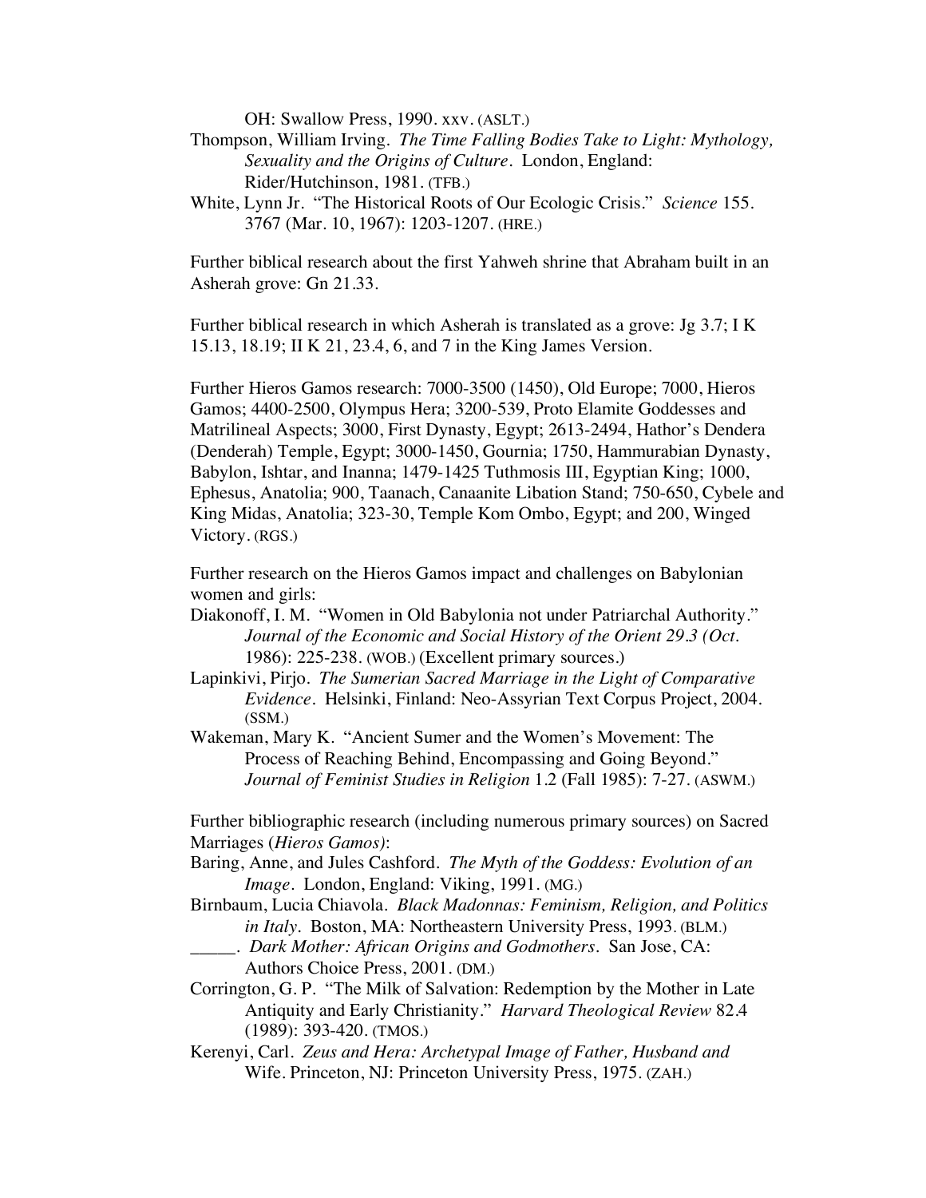OH: Swallow Press, 1990. xxv. (ASLT.)

Thompson, William Irving. *The Time Falling Bodies Take to Light: Mythology, Sexuality and the Origins of Culture*. London, England: Rider/Hutchinson, 1981. (TFB.)

White, Lynn Jr. "The Historical Roots of Our Ecologic Crisis." *Science* 155. 3767 (Mar. 10, 1967): 1203-1207. (HRE.)

Further biblical research about the first Yahweh shrine that Abraham built in an Asherah grove: Gn 21.33.

Further biblical research in which Asherah is translated as a grove: Jg 3.7; I K 15.13, 18.19; II K 21, 23.4, 6, and 7 in the King James Version.

Further Hieros Gamos research: 7000-3500 (1450), Old Europe; 7000, Hieros Gamos; 4400-2500, Olympus Hera; 3200-539, Proto Elamite Goddesses and Matrilineal Aspects; 3000, First Dynasty, Egypt; 2613-2494, Hathor's Dendera (Denderah) Temple, Egypt; 3000-1450, Gournia; 1750, Hammurabian Dynasty, Babylon, Ishtar, and Inanna; 1479-1425 Tuthmosis III, Egyptian King; 1000, Ephesus, Anatolia; 900, Taanach, Canaanite Libation Stand; 750-650, Cybele and King Midas, Anatolia; 323-30, Temple Kom Ombo, Egypt; and 200, Winged Victory. (RGS.)

Further research on the Hieros Gamos impact and challenges on Babylonian women and girls:

Diakonoff, I. M. "Women in Old Babylonia not under Patriarchal Authority." *Journal of the Economic and Social History of the Orient 29.3 (Oct.* 1986): 225-238. (WOB.) (Excellent primary sources.)

Lapinkivi, Pirjo. *The Sumerian Sacred Marriage in the Light of Comparative Evidence*. Helsinki, Finland: Neo-Assyrian Text Corpus Project, 2004. (SSM.)

Wakeman, Mary K. "Ancient Sumer and the Women's Movement: The Process of Reaching Behind, Encompassing and Going Beyond." *Journal of Feminist Studies in Religion* 1.2 (Fall 1985): 7-27. (ASWM.)

Further bibliographic research (including numerous primary sources) on Sacred Marriages (*Hieros Gamos)*:

Baring, Anne, and Jules Cashford. *The Myth of the Goddess: Evolution of an Image*. London, England: Viking, 1991. (MG.)

Birnbaum, Lucia Chiavola. *Black Madonnas: Feminism, Religion, and Politics in Italy*. Boston, MA: Northeastern University Press, 1993. (BLM.)

_____. *Dark Mother: African Origins and Godmothers*. San Jose, CA: Authors Choice Press, 2001. (DM.)

Corrington, G. P. "The Milk of Salvation: Redemption by the Mother in Late Antiquity and Early Christianity." *Harvard Theological Review* 82.4 (1989): 393-420. (TMOS.)

Kerenyi, Carl. *Zeus and Hera: Archetypal Image of Father, Husband and* Wife. Princeton, NJ: Princeton University Press, 1975. (ZAH.)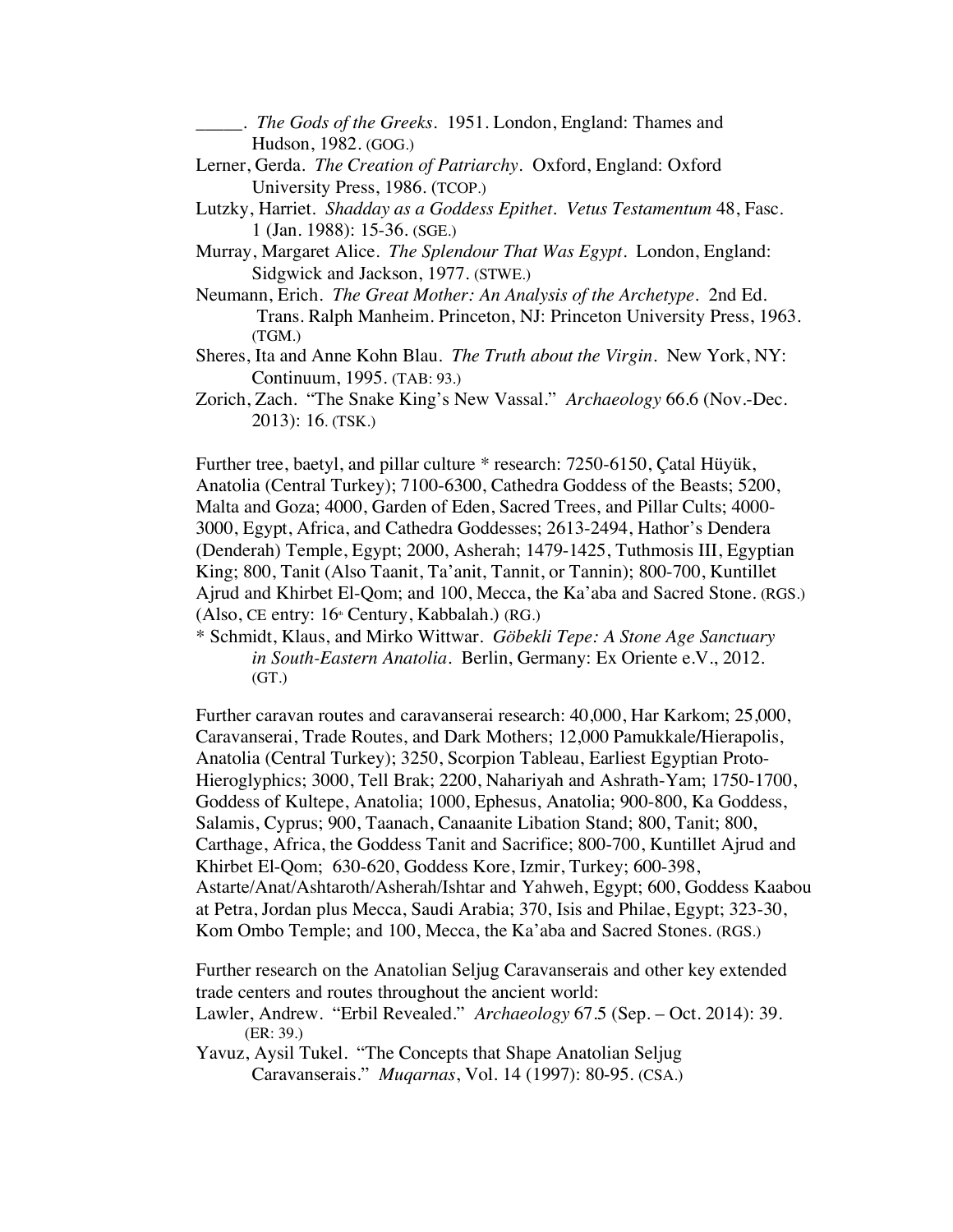_____. *The Gods of the Greeks*. 1951. London, England: Thames and Hudson, 1982. (GOG.)

Lerner, Gerda. *The Creation of Patriarchy*. Oxford, England: Oxford University Press, 1986. (TCOP.)

Lutzky, Harriet. *Shadday as a Goddess Epithet*. *Vetus Testamentum* 48, Fasc. 1 (Jan. 1988): 15-36. (SGE.)

Murray, Margaret Alice. *The Splendour That Was Egypt*. London, England: Sidgwick and Jackson, 1977. (STWE.)

Neumann, Erich. *The Great Mother: An Analysis of the Archetype*. 2nd Ed. Trans. Ralph Manheim. Princeton, NJ: Princeton University Press, 1963. (TGM.)

Sheres, Ita and Anne Kohn Blau. *The Truth about the Virgin*. New York, NY: Continuum, 1995. (TAB: 93.)

Zorich, Zach. "The Snake King's New Vassal." *Archaeology* 66.6 (Nov.-Dec. 2013): 16. (TSK.)

Further tree, baetyl, and pillar culture * research: 7250-6150, Çatal Hüyük, Anatolia (Central Turkey); 7100-6300, Cathedra Goddess of the Beasts; 5200, Malta and Goza; 4000, Garden of Eden, Sacred Trees, and Pillar Cults; 4000-3000, Egypt, Africa, and Cathedra Goddesses; 2613-2494, Hathor's Dendera (Denderah) Temple, Egypt; 2000, Asherah; 1479-1425, Tuthmosis III, Egyptian King; 800, Tanit (Also Taanit, Ta'anit, Tannit, or Tannin); 800-700, Kuntillet Ajrud and Khirbet El-Qom; and 100, Mecca, the Ka'aba and Sacred Stone. (RGS.) (Also, CE entry: 16th Century, Kabbalah.) (RG.)

* Schmidt, Klaus, and Mirko Wittwar. *Göbekli Tepe: A Stone Age Sanctuary in South-Eastern Anatolia*. Berlin, Germany: Ex Oriente e.V., 2012. (GT.)

Further caravan routes and caravanserai research: 40,000, Har Karkom; 25,000, Caravanserai, Trade Routes, and Dark Mothers; 12,000 Pamukkale/Hierapolis, Anatolia (Central Turkey); 3250, Scorpion Tableau, Earliest Egyptian Proto-Hieroglyphics; 3000, Tell Brak; 2200, Nahariyah and Ashrath-Yam; 1750-1700, Goddess of Kultepe, Anatolia; 1000, Ephesus, Anatolia; 900-800, Ka Goddess, Salamis, Cyprus; 900, Taanach, Canaanite Libation Stand; 800, Tanit; 800, Carthage, Africa, the Goddess Tanit and Sacrifice; 800-700, Kuntillet Ajrud and Khirbet El-Qom; 630-620, Goddess Kore, Izmir, Turkey; 600-398, Astarte/Anat/Ashtaroth/Asherah/Ishtar and Yahweh, Egypt; 600, Goddess Kaabou at Petra, Jordan plus Mecca, Saudi Arabia; 370, Isis and Philae, Egypt; 323-30, Kom Ombo Temple; and 100, Mecca, the Ka'aba and Sacred Stones. (RGS.)

Further research on the Anatolian Seljug Caravanserais and other key extended trade centers and routes throughout the ancient world:

Lawler, Andrew. "Erbil Revealed." *Archaeology* 67.5 (Sep. – Oct. 2014): 39. (ER: 39.)

Yavuz, Aysil Tukel. "The Concepts that Shape Anatolian Seljug Caravanserais." *Muqarnas*, Vol. 14 (1997): 80-95. (CSA.)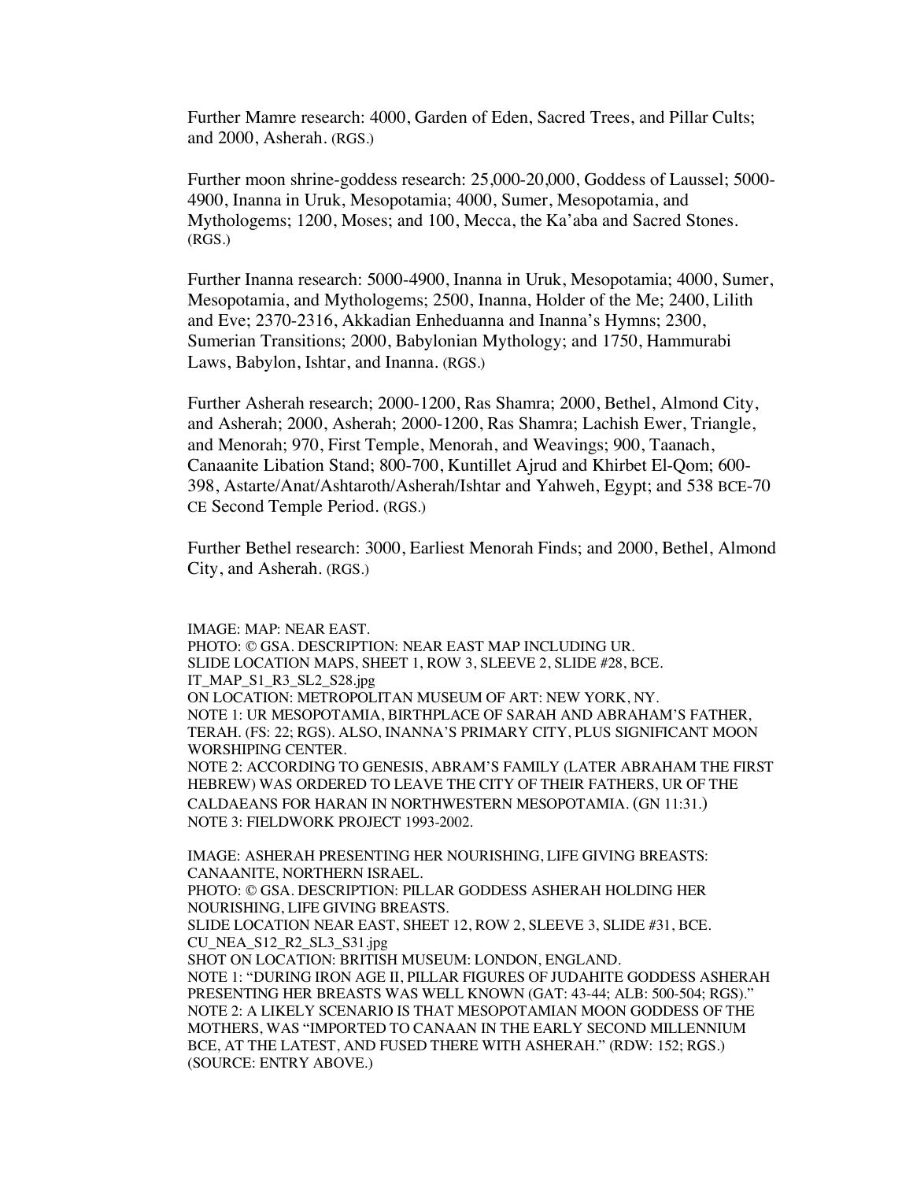Further Mamre research: 4000, Garden of Eden, Sacred Trees, and Pillar Cults; and 2000, Asherah. (RGS.)

Further moon shrine-goddess research: 25,000-20,000, Goddess of Laussel; 5000-4900, Inanna in Uruk, Mesopotamia; 4000, Sumer, Mesopotamia, and Mythologems; 1200, Moses; and 100, Mecca, the Ka'aba and Sacred Stones. (RGS.)

Further Inanna research: 5000-4900, Inanna in Uruk, Mesopotamia; 4000, Sumer, Mesopotamia, and Mythologems; 2500, Inanna, Holder of the Me; 2400, Lilith and Eve; 2370-2316, Akkadian Enheduanna and Inanna's Hymns; 2300, Sumerian Transitions; 2000, Babylonian Mythology; and 1750, Hammurabi Laws, Babylon, Ishtar, and Inanna. (RGS.)

Further Asherah research; 2000-1200, Ras Shamra; 2000, Bethel, Almond City, and Asherah; 2000, Asherah; 2000-1200, Ras Shamra; Lachish Ewer, Triangle, and Menorah; 970, First Temple, Menorah, and Weavings; 900, Taanach, Canaanite Libation Stand; 800-700, Kuntillet Ajrud and Khirbet El-Qom; 600-398, Astarte/Anat/Ashtaroth/Asherah/Ishtar and Yahweh, Egypt; and 538 BCE-70 CE Second Temple Period. (RGS.)

Further Bethel research: 3000, Earliest Menorah Finds; and 2000, Bethel, Almond City, and Asherah. (RGS.)

IMAGE: MAP: NEAR EAST.
PHOTO: © GSA. DESCRIPTION: NEAR EAST MAP INCLUDING UR.
SLIDE LOCATION MAPS, SHEET 1, ROW 3, SLEEVE 2, SLIDE #28, BCE.
IT_MAP_S1_R3_SL2_S28.jpg
ON LOCATION: METROPOLITAN MUSEUM OF ART: NEW YORK, NY.
NOTE 1: UR MESOPOTAMIA, BIRTHPLACE OF SARAH AND ABRAHAM'S FATHER, TERAH. (FS: 22; RGS). ALSO, INANNA'S PRIMARY CITY, PLUS SIGNIFICANT MOON WORSHIPING CENTER.
NOTE 2: ACCORDING TO GENESIS, ABRAM'S FAMILY (LATER ABRAHAM THE FIRST HEBREW) WAS ORDERED TO LEAVE THE CITY OF THEIR FATHERS, UR OF THE CALDAEANS FOR HARAN IN NORTHWESTERN MESOPOTAMIA. (GN 11:31.)
NOTE 3: FIELDWORK PROJECT 1993-2002.

IMAGE: ASHERAH PRESENTING HER NOURISHING, LIFE GIVING BREASTS: CANAANITE, NORTHERN ISRAEL.
PHOTO: © GSA. DESCRIPTION: PILLAR GODDESS ASHERAH HOLDING HER NOURISHING, LIFE GIVING BREASTS.
SLIDE LOCATION NEAR EAST, SHEET 12, ROW 2, SLEEVE 3, SLIDE #31, BCE.
CU_NEA_S12_R2_SL3_S31.jpg
SHOT ON LOCATION: BRITISH MUSEUM: LONDON, ENGLAND.
NOTE 1: "DURING IRON AGE II, PILLAR FIGURES OF JUDAHITE GODDESS ASHERAH PRESENTING HER BREASTS WAS WELL KNOWN (GAT: 43-44; ALB: 500-504; RGS)."
NOTE 2: A LIKELY SCENARIO IS THAT MESOPOTAMIAN MOON GODDESS OF THE MOTHERS, WAS "IMPORTED TO CANAAN IN THE EARLY SECOND MILLENNIUM BCE, AT THE LATEST, AND FUSED THERE WITH ASHERAH." (RDW: 152; RGS.)
(SOURCE: ENTRY ABOVE.)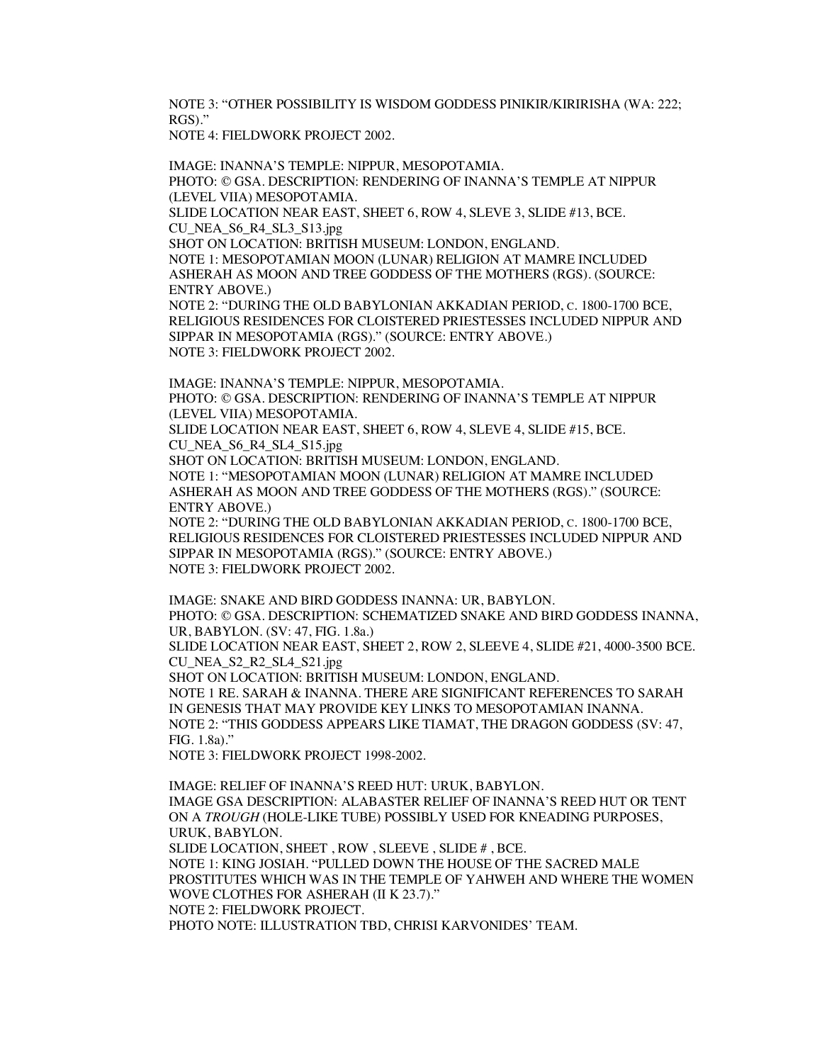NOTE 3: "OTHER POSSIBILITY IS WISDOM GODDESS PINIKIR/KIRIRISHA (WA: 222; RGS)."
NOTE 4: FIELDWORK PROJECT 2002.

IMAGE: INANNA'S TEMPLE: NIPPUR, MESOPOTAMIA.
PHOTO: © GSA. DESCRIPTION: RENDERING OF INANNA'S TEMPLE AT NIPPUR (LEVEL VIIA) MESOPOTAMIA.
SLIDE LOCATION NEAR EAST, SHEET 6, ROW 4, SLEVE 3, SLIDE #13, BCE.
CU_NEA_S6_R4_SL3_S13.jpg
SHOT ON LOCATION: BRITISH MUSEUM: LONDON, ENGLAND.
NOTE 1: MESOPOTAMIAN MOON (LUNAR) RELIGION AT MAMRE INCLUDED ASHERAH AS MOON AND TREE GODDESS OF THE MOTHERS (RGS). (SOURCE: ENTRY ABOVE.)
NOTE 2: "DURING THE OLD BABYLONIAN AKKADIAN PERIOD, C. 1800-1700 BCE, RELIGIOUS RESIDENCES FOR CLOISTERED PRIESTESSES INCLUDED NIPPUR AND SIPPAR IN MESOPOTAMIA (RGS)." (SOURCE: ENTRY ABOVE.)
NOTE 3: FIELDWORK PROJECT 2002.

IMAGE: INANNA'S TEMPLE: NIPPUR, MESOPOTAMIA.
PHOTO: © GSA. DESCRIPTION: RENDERING OF INANNA'S TEMPLE AT NIPPUR (LEVEL VIIA) MESOPOTAMIA.
SLIDE LOCATION NEAR EAST, SHEET 6, ROW 4, SLEVE 4, SLIDE #15, BCE.
CU_NEA_S6_R4_SL4_S15.jpg
SHOT ON LOCATION: BRITISH MUSEUM: LONDON, ENGLAND.
NOTE 1: "MESOPOTAMIAN MOON (LUNAR) RELIGION AT MAMRE INCLUDED ASHERAH AS MOON AND TREE GODDESS OF THE MOTHERS (RGS)." (SOURCE: ENTRY ABOVE.)
NOTE 2: "DURING THE OLD BABYLONIAN AKKADIAN PERIOD, C. 1800-1700 BCE, RELIGIOUS RESIDENCES FOR CLOISTERED PRIESTESSES INCLUDED NIPPUR AND SIPPAR IN MESOPOTAMIA (RGS)." (SOURCE: ENTRY ABOVE.)
NOTE 3: FIELDWORK PROJECT 2002.

IMAGE: SNAKE AND BIRD GODDESS INANNA: UR, BABYLON.
PHOTO: © GSA. DESCRIPTION: SCHEMATIZED SNAKE AND BIRD GODDESS INANNA, UR, BABYLON. (SV: 47, FIG. 1.8a.)
SLIDE LOCATION NEAR EAST, SHEET 2, ROW 2, SLEEVE 4, SLIDE #21, 4000-3500 BCE.
CU_NEA_S2_R2_SL4_S21.jpg
SHOT ON LOCATION: BRITISH MUSEUM: LONDON, ENGLAND.
NOTE 1 RE. SARAH & INANNA. THERE ARE SIGNIFICANT REFERENCES TO SARAH IN GENESIS THAT MAY PROVIDE KEY LINKS TO MESOPOTAMIAN INANNA.
NOTE 2: "THIS GODDESS APPEARS LIKE TIAMAT, THE DRAGON GODDESS (SV: 47, FIG. 1.8a)."
NOTE 3: FIELDWORK PROJECT 1998-2002.

IMAGE: RELIEF OF INANNA'S REED HUT: URUK, BABYLON.
IMAGE GSA DESCRIPTION: ALABASTER RELIEF OF INANNA'S REED HUT OR TENT ON A *TROUGH* (HOLE-LIKE TUBE) POSSIBLY USED FOR KNEADING PURPOSES, URUK, BABYLON.
SLIDE LOCATION, SHEET , ROW , SLEEVE , SLIDE # , BCE.
NOTE 1: KING JOSIAH. "PULLED DOWN THE HOUSE OF THE SACRED MALE PROSTITUTES WHICH WAS IN THE TEMPLE OF YAHWEH AND WHERE THE WOMEN WOVE CLOTHES FOR ASHERAH (II K 23.7)."
NOTE 2: FIELDWORK PROJECT.
PHOTO NOTE: ILLUSTRATION TBD, CHRISI KARVONIDES' TEAM.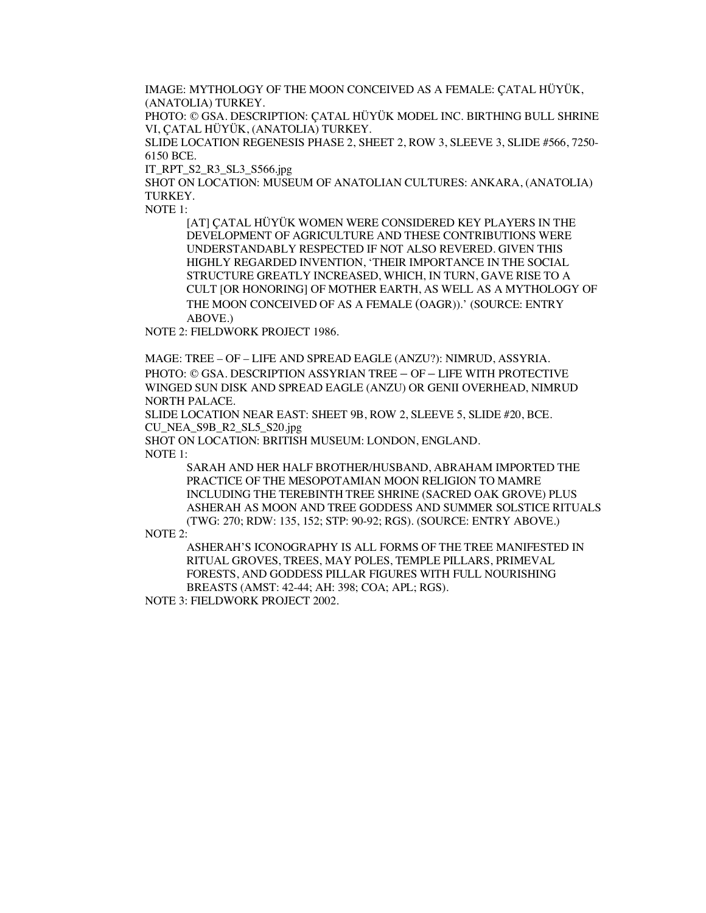IMAGE: MYTHOLOGY OF THE MOON CONCEIVED AS A FEMALE: ÇATAL HÜYÜK, (ANATOLIA) TURKEY.
PHOTO: © GSA. DESCRIPTION: ÇATAL HÜYÜK MODEL INC. BIRTHING BULL SHRINE VI, ÇATAL HÜYÜK, (ANATOLIA) TURKEY.
SLIDE LOCATION REGENESIS PHASE 2, SHEET 2, ROW 3, SLEEVE 3, SLIDE #566, 7250-6150 BCE.
IT_RPT_S2_R3_SL3_S566.jpg
SHOT ON LOCATION: MUSEUM OF ANATOLIAN CULTURES: ANKARA, (ANATOLIA) TURKEY.
NOTE 1:

> [AT] ÇATAL HÜYÜK WOMEN WERE CONSIDERED KEY PLAYERS IN THE DEVELOPMENT OF AGRICULTURE AND THESE CONTRIBUTIONS WERE UNDERSTANDABLY RESPECTED IF NOT ALSO REVERED. GIVEN THIS HIGHLY REGARDED INVENTION, 'THEIR IMPORTANCE IN THE SOCIAL STRUCTURE GREATLY INCREASED, WHICH, IN TURN, GAVE RISE TO A CULT [OR HONORING] OF MOTHER EARTH, AS WELL AS A MYTHOLOGY OF THE MOON CONCEIVED OF AS A FEMALE (OAGR)).' (SOURCE: ENTRY ABOVE.)

NOTE 2: FIELDWORK PROJECT 1986.

MAGE: TREE – OF – LIFE AND SPREAD EAGLE (ANZU?): NIMRUD, ASSYRIA.
PHOTO: © GSA. DESCRIPTION ASSYRIAN TREE – OF – LIFE WITH PROTECTIVE WINGED SUN DISK AND SPREAD EAGLE (ANZU) OR GENII OVERHEAD, NIMRUD NORTH PALACE.
SLIDE LOCATION NEAR EAST: SHEET 9B, ROW 2, SLEEVE 5, SLIDE #20, BCE.
CU_NEA_S9B_R2_SL5_S20.jpg
SHOT ON LOCATION: BRITISH MUSEUM: LONDON, ENGLAND.
NOTE 1:

> SARAH AND HER HALF BROTHER/HUSBAND, ABRAHAM IMPORTED THE PRACTICE OF THE MESOPOTAMIAN MOON RELIGION TO MAMRE INCLUDING THE TEREBINTH TREE SHRINE (SACRED OAK GROVE) PLUS ASHERAH AS MOON AND TREE GODDESS AND SUMMER SOLSTICE RITUALS (TWG: 270; RDW: 135, 152; STP: 90-92; RGS). (SOURCE: ENTRY ABOVE.)

NOTE 2:

> ASHERAH'S ICONOGRAPHY IS ALL FORMS OF THE TREE MANIFESTED IN RITUAL GROVES, TREES, MAY POLES, TEMPLE PILLARS, PRIMEVAL FORESTS, AND GODDESS PILLAR FIGURES WITH FULL NOURISHING BREASTS (AMST: 42-44; AH: 398; COA; APL; RGS).

NOTE 3: FIELDWORK PROJECT 2002.